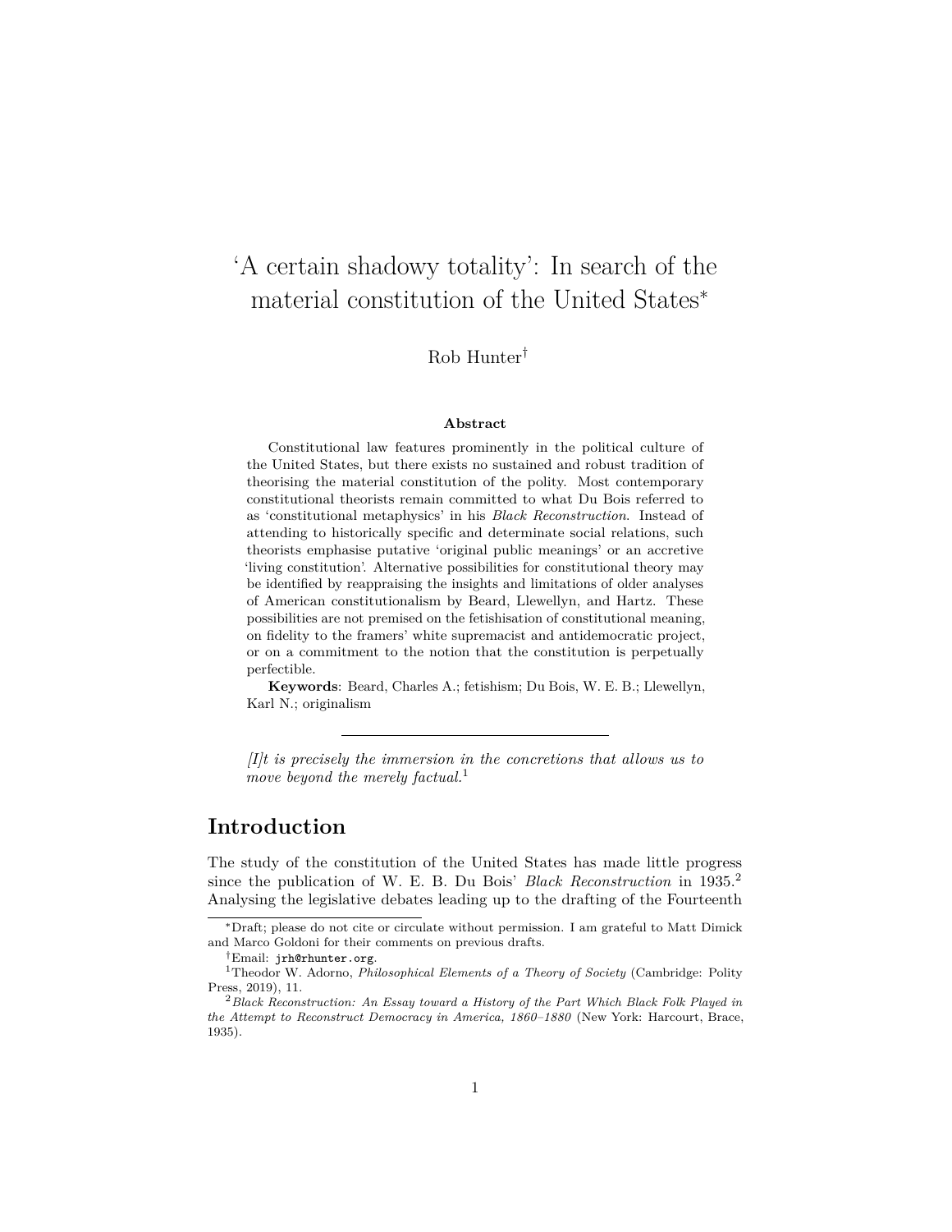# 'A certain shadowy totality': In search of the material constitution of the United States[*]

Rob Hunter[†]

**Abstract**

Constitutional law features prominently in the political culture of the United States, but there exists no sustained and robust tradition of theorising the material constitution of the polity. Most contemporary constitutional theorists remain committed to what Du Bois referred to as 'constitutional metaphysics' in his *Black Reconstruction*. Instead of attending to historically specific and determinate social relations, such theorists emphasise putative 'original public meanings' or an accretive 'living constitution'. Alternative possibilities for constitutional theory may be identified by reappraising the insights and limitations of older analyses of American constitutionalism by Beard, Llewellyn, and Hartz. These possibilities are not premised on the fetishisation of constitutional meaning, on fidelity to the framers' white supremacist and antidemocratic project, or on a commitment to the notion that the constitution is perpetually perfectible.

**Keywords**: Beard, Charles A.; fetishism; Du Bois, W. E. B.; Llewellyn, Karl N.; originalism

---

*[I]t is precisely the immersion in the concretions that allows us to move beyond the merely factual.*[1]

## Introduction

The study of the constitution of the United States has made little progress since the publication of W. E. B. Du Bois' *Black Reconstruction* in 1935.[2] Analysing the legislative debates leading up to the drafting of the Fourteenth

---

[*] Draft; please do not cite or circulate without permission. I am grateful to Matt Dimick and Marco Goldoni for their comments on previous drafts.

[†] Email: `jrh@rhunter.org`.

[1] Theodor W. Adorno, *Philosophical Elements of a Theory of Society* (Cambridge: Polity Press, 2019), 11.

[2] *Black Reconstruction: An Essay toward a History of the Part Which Black Folk Played in the Attempt to Reconstruct Democracy in America, 1860–1880* (New York: Harcourt, Brace, 1935).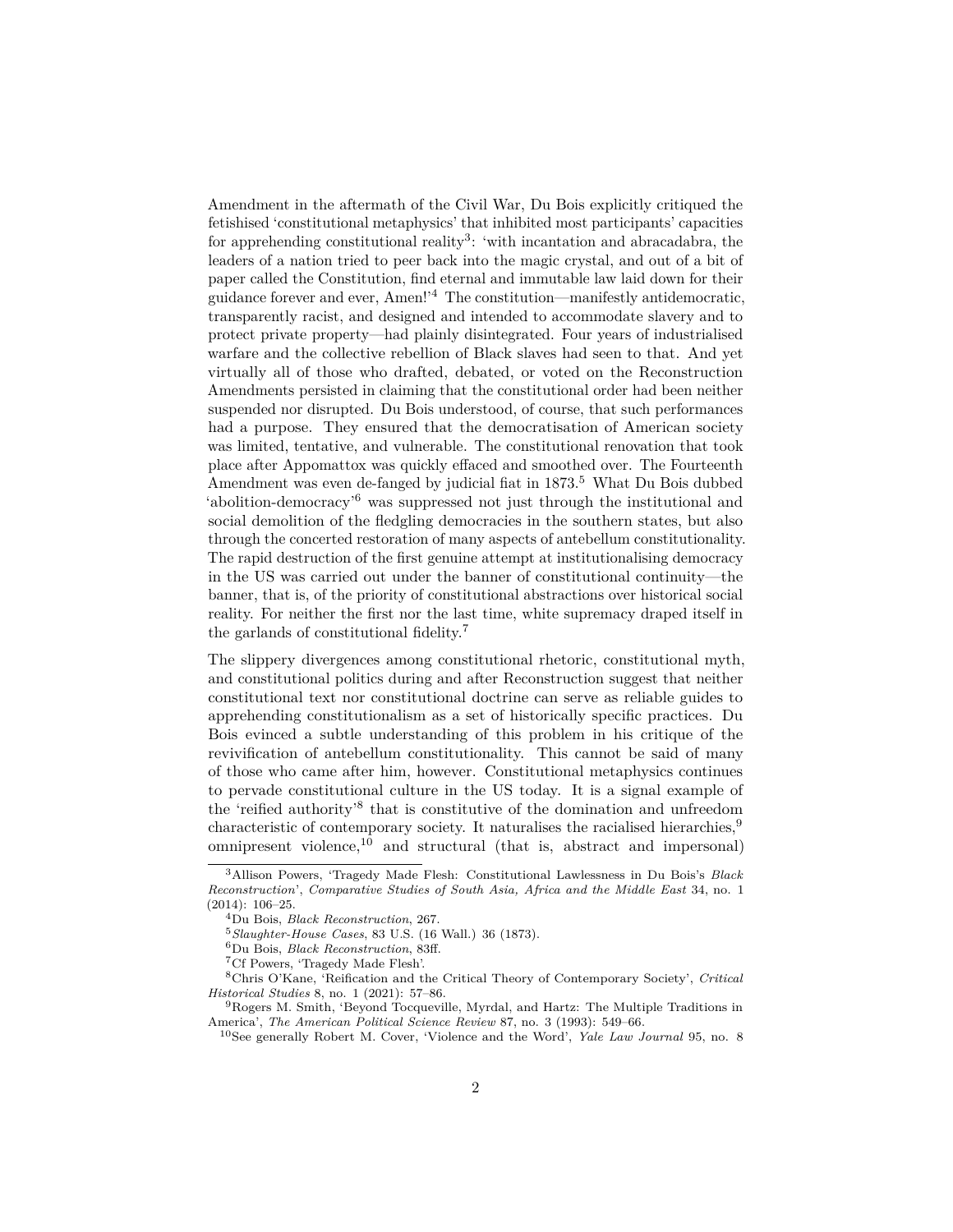Amendment in the aftermath of the Civil War, Du Bois explicitly critiqued the fetishised 'constitutional metaphysics' that inhibited most participants' capacities for apprehending constitutional reality[3]: 'with incantation and abracadabra, the leaders of a nation tried to peer back into the magic crystal, and out of a bit of paper called the Constitution, find eternal and immutable law laid down for their guidance forever and ever, Amen!'[4] The constitution—manifestly antidemocratic, transparently racist, and designed and intended to accommodate slavery and to protect private property—had plainly disintegrated. Four years of industrialised warfare and the collective rebellion of Black slaves had seen to that. And yet virtually all of those who drafted, debated, or voted on the Reconstruction Amendments persisted in claiming that the constitutional order had been neither suspended nor disrupted. Du Bois understood, of course, that such performances had a purpose. They ensured that the democratisation of American society was limited, tentative, and vulnerable. The constitutional renovation that took place after Appomattox was quickly effaced and smoothed over. The Fourteenth Amendment was even de-fanged by judicial fiat in 1873.[5] What Du Bois dubbed 'abolition-democracy'[6] was suppressed not just through the institutional and social demolition of the fledgling democracies in the southern states, but also through the concerted restoration of many aspects of antebellum constitutionality. The rapid destruction of the first genuine attempt at institutionalising democracy in the US was carried out under the banner of constitutional continuity—the banner, that is, of the priority of constitutional abstractions over historical social reality. For neither the first nor the last time, white supremacy draped itself in the garlands of constitutional fidelity.[7]

The slippery divergences among constitutional rhetoric, constitutional myth, and constitutional politics during and after Reconstruction suggest that neither constitutional text nor constitutional doctrine can serve as reliable guides to apprehending constitutionalism as a set of historically specific practices. Du Bois evinced a subtle understanding of this problem in his critique of the revivification of antebellum constitutionality. This cannot be said of many of those who came after him, however. Constitutional metaphysics continues to pervade constitutional culture in the US today. It is a signal example of the 'reified authority'[8] that is constitutive of the domination and unfreedom characteristic of contemporary society. It naturalises the racialised hierarchies,[9] omnipresent violence,[10] and structural (that is, abstract and impersonal)

[3] Allison Powers, 'Tragedy Made Flesh: Constitutional Lawlessness in Du Bois's *Black Reconstruction*', *Comparative Studies of South Asia, Africa and the Middle East* 34, no. 1 (2014): 106–25.

[4] Du Bois, *Black Reconstruction*, 267.

[5] *Slaughter-House Cases*, 83 U.S. (16 Wall.) 36 (1873).

[6] Du Bois, *Black Reconstruction*, 83ff.

[7] Cf Powers, 'Tragedy Made Flesh'.

[8] Chris O'Kane, 'Reification and the Critical Theory of Contemporary Society', *Critical Historical Studies* 8, no. 1 (2021): 57–86.

[9] Rogers M. Smith, 'Beyond Tocqueville, Myrdal, and Hartz: The Multiple Traditions in America', *The American Political Science Review* 87, no. 3 (1993): 549–66.

[10] See generally Robert M. Cover, 'Violence and the Word', *Yale Law Journal* 95, no. 8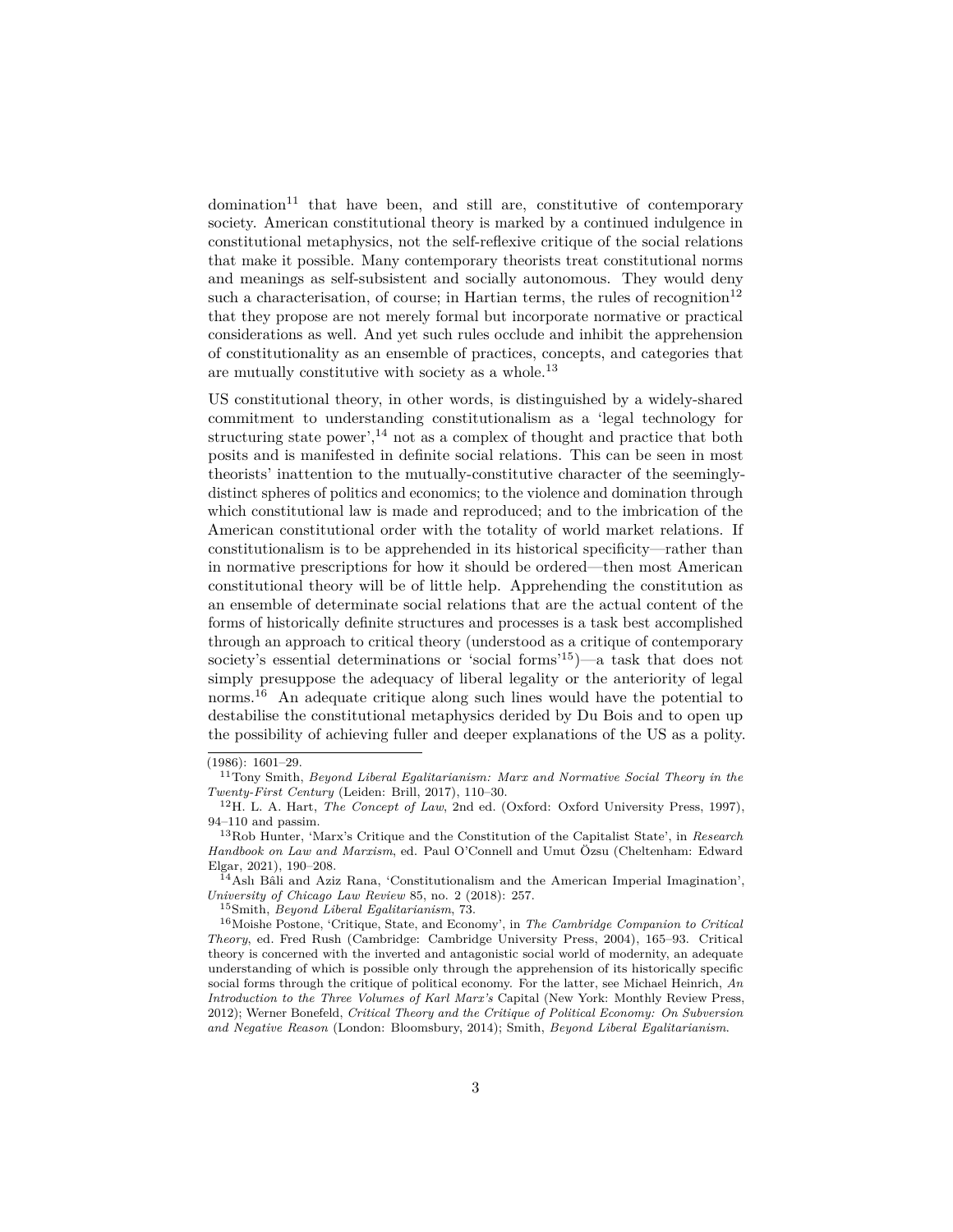domination[11] that have been, and still are, constitutive of contemporary society. American constitutional theory is marked by a continued indulgence in constitutional metaphysics, not the self-reflexive critique of the social relations that make it possible. Many contemporary theorists treat constitutional norms and meanings as self-subsistent and socially autonomous. They would deny such a characterisation, of course; in Hartian terms, the rules of recognition[12] that they propose are not merely formal but incorporate normative or practical considerations as well. And yet such rules occlude and inhibit the apprehension of constitutionality as an ensemble of practices, concepts, and categories that are mutually constitutive with society as a whole.[13]

US constitutional theory, in other words, is distinguished by a widely-shared commitment to understanding constitutionalism as a 'legal technology for structuring state power',[14] not as a complex of thought and practice that both posits and is manifested in definite social relations. This can be seen in most theorists' inattention to the mutually-constitutive character of the seemingly-distinct spheres of politics and economics; to the violence and domination through which constitutional law is made and reproduced; and to the imbrication of the American constitutional order with the totality of world market relations. If constitutionalism is to be apprehended in its historical specificity—rather than in normative prescriptions for how it should be ordered—then most American constitutional theory will be of little help. Apprehending the constitution as an ensemble of determinate social relations that are the actual content of the forms of historically definite structures and processes is a task best accomplished through an approach to critical theory (understood as a critique of contemporary society's essential determinations or 'social forms'[15])—a task that does not simply presuppose the adequacy of liberal legality or the anteriority of legal norms.[16] An adequate critique along such lines would have the potential to destabilise the constitutional metaphysics derided by Du Bois and to open up the possibility of achieving fuller and deeper explanations of the US as a polity.

---

(1986): 1601–29.

[11] Tony Smith, *Beyond Liberal Egalitarianism: Marx and Normative Social Theory in the Twenty-First Century* (Leiden: Brill, 2017), 110–30.

[12] H. L. A. Hart, *The Concept of Law*, 2nd ed. (Oxford: Oxford University Press, 1997), 94–110 and passim.

[13] Rob Hunter, 'Marx's Critique and the Constitution of the Capitalist State', in *Research Handbook on Law and Marxism*, ed. Paul O'Connell and Umut Özsu (Cheltenham: Edward Elgar, 2021), 190–208.

[14] Aslı Bâli and Aziz Rana, 'Constitutionalism and the American Imperial Imagination', *University of Chicago Law Review* 85, no. 2 (2018): 257.

[15] Smith, *Beyond Liberal Egalitarianism*, 73.

[16] Moishe Postone, 'Critique, State, and Economy', in *The Cambridge Companion to Critical Theory*, ed. Fred Rush (Cambridge: Cambridge University Press, 2004), 165–93. Critical theory is concerned with the inverted and antagonistic social world of modernity, an adequate understanding of which is possible only through the apprehension of its historically specific social forms through the critique of political economy. For the latter, see Michael Heinrich, *An Introduction to the Three Volumes of Karl Marx's* Capital (New York: Monthly Review Press, 2012); Werner Bonefeld, *Critical Theory and the Critique of Political Economy: On Subversion and Negative Reason* (London: Bloomsbury, 2014); Smith, *Beyond Liberal Egalitarianism*.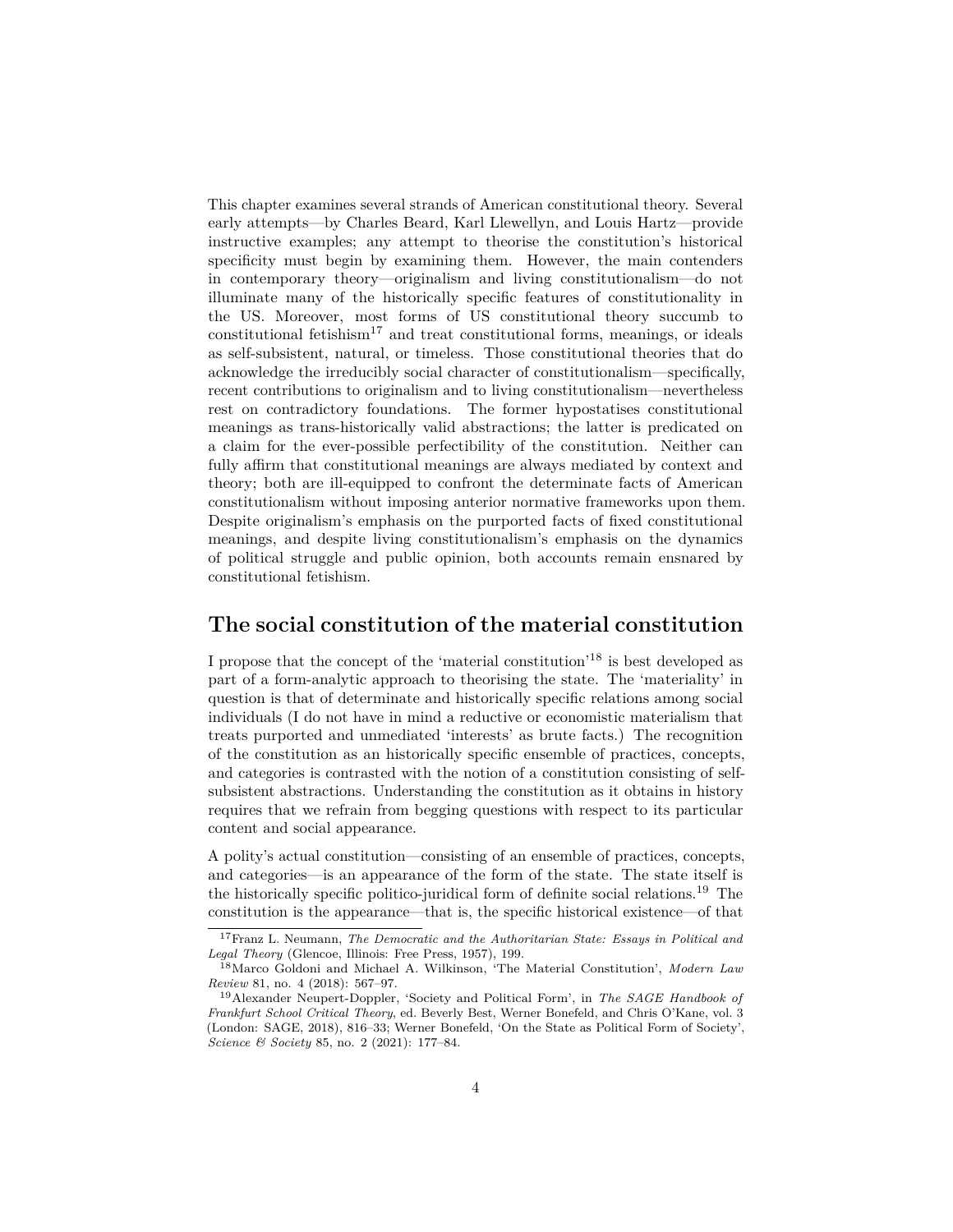This chapter examines several strands of American constitutional theory. Several early attempts—by Charles Beard, Karl Llewellyn, and Louis Hartz—provide instructive examples; any attempt to theorise the constitution's historical specificity must begin by examining them. However, the main contenders in contemporary theory—originalism and living constitutionalism—do not illuminate many of the historically specific features of constitutionality in the US. Moreover, most forms of US constitutional theory succumb to constitutional fetishism[17] and treat constitutional forms, meanings, or ideals as self-subsistent, natural, or timeless. Those constitutional theories that do acknowledge the irreducibly social character of constitutionalism—specifically, recent contributions to originalism and to living constitutionalism—nevertheless rest on contradictory foundations. The former hypostatises constitutional meanings as trans-historically valid abstractions; the latter is predicated on a claim for the ever-possible perfectibility of the constitution. Neither can fully affirm that constitutional meanings are always mediated by context and theory; both are ill-equipped to confront the determinate facts of American constitutionalism without imposing anterior normative frameworks upon them. Despite originalism's emphasis on the purported facts of fixed constitutional meanings, and despite living constitutionalism's emphasis on the dynamics of political struggle and public opinion, both accounts remain ensnared by constitutional fetishism.

## The social constitution of the material constitution

I propose that the concept of the 'material constitution'[18] is best developed as part of a form-analytic approach to theorising the state. The 'materiality' in question is that of determinate and historically specific relations among social individuals (I do not have in mind a reductive or economistic materialism that treats purported and unmediated 'interests' as brute facts.) The recognition of the constitution as an historically specific ensemble of practices, concepts, and categories is contrasted with the notion of a constitution consisting of self-subsistent abstractions. Understanding the constitution as it obtains in history requires that we refrain from begging questions with respect to its particular content and social appearance.

A polity's actual constitution—consisting of an ensemble of practices, concepts, and categories—is an appearance of the form of the state. The state itself is the historically specific politico-juridical form of definite social relations.[19] The constitution is the appearance—that is, the specific historical existence—of that

---

[17] Franz L. Neumann, *The Democratic and the Authoritarian State: Essays in Political and Legal Theory* (Glencoe, Illinois: Free Press, 1957), 199.

[18] Marco Goldoni and Michael A. Wilkinson, 'The Material Constitution', *Modern Law Review* 81, no. 4 (2018): 567–97.

[19] Alexander Neupert-Doppler, 'Society and Political Form', in *The SAGE Handbook of Frankfurt School Critical Theory*, ed. Beverly Best, Werner Bonefeld, and Chris O'Kane, vol. 3 (London: SAGE, 2018), 816–33; Werner Bonefeld, 'On the State as Political Form of Society', *Science & Society* 85, no. 2 (2021): 177–84.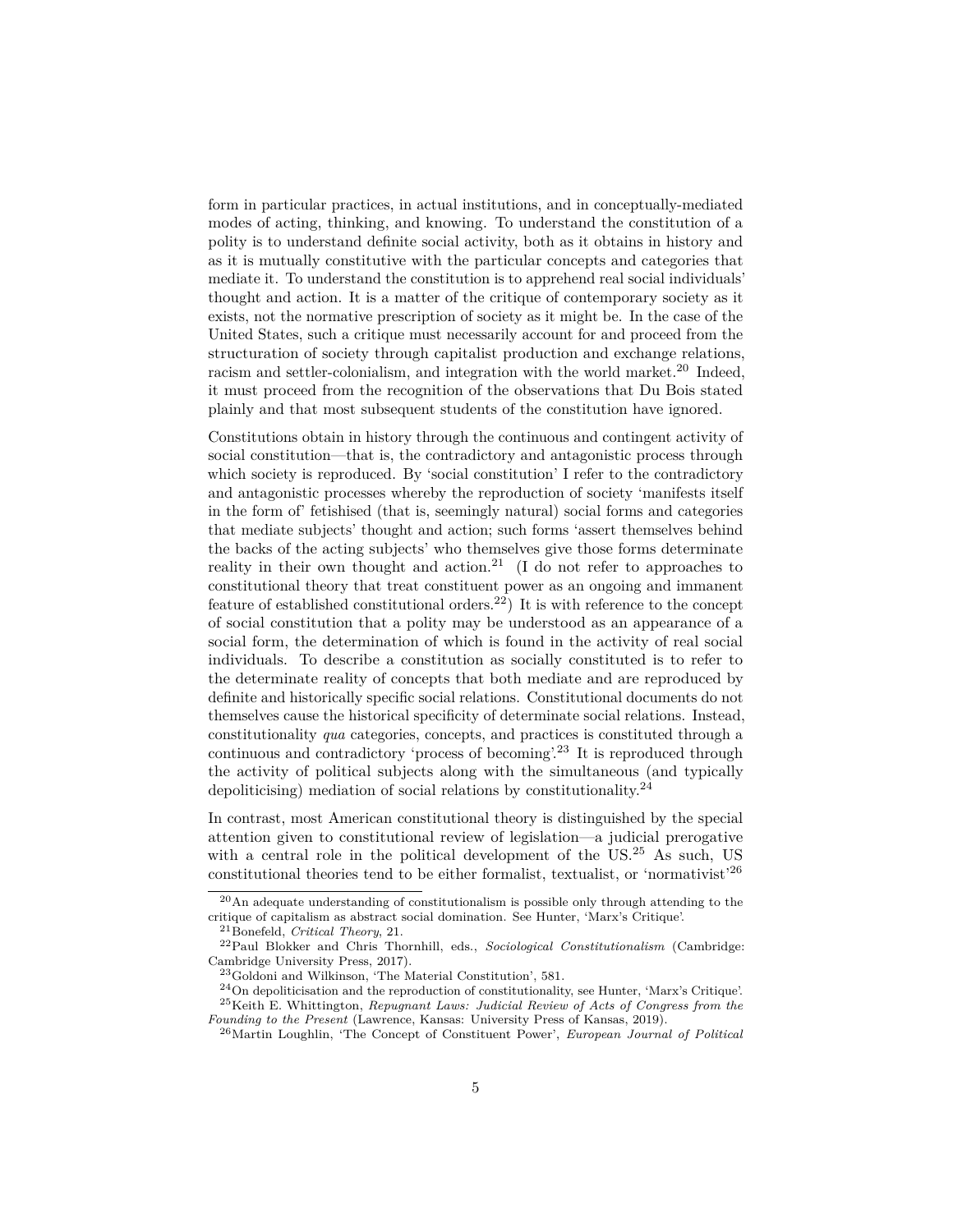form in particular practices, in actual institutions, and in conceptually-mediated modes of acting, thinking, and knowing. To understand the constitution of a polity is to understand definite social activity, both as it obtains in history and as it is mutually constitutive with the particular concepts and categories that mediate it. To understand the constitution is to apprehend real social individuals' thought and action. It is a matter of the critique of contemporary society as it exists, not the normative prescription of society as it might be. In the case of the United States, such a critique must necessarily account for and proceed from the structuration of society through capitalist production and exchange relations, racism and settler-colonialism, and integration with the world market.[20] Indeed, it must proceed from the recognition of the observations that Du Bois stated plainly and that most subsequent students of the constitution have ignored.

Constitutions obtain in history through the continuous and contingent activity of social constitution—that is, the contradictory and antagonistic process through which society is reproduced. By 'social constitution' I refer to the contradictory and antagonistic processes whereby the reproduction of society 'manifests itself in the form of' fetishised (that is, seemingly natural) social forms and categories that mediate subjects' thought and action; such forms 'assert themselves behind the backs of the acting subjects' who themselves give those forms determinate reality in their own thought and action.[21] (I do not refer to approaches to constitutional theory that treat constituent power as an ongoing and immanent feature of established constitutional orders.[22]) It is with reference to the concept of social constitution that a polity may be understood as an appearance of a social form, the determination of which is found in the activity of real social individuals. To describe a constitution as socially constituted is to refer to the determinate reality of concepts that both mediate and are reproduced by definite and historically specific social relations. Constitutional documents do not themselves cause the historical specificity of determinate social relations. Instead, constitutionality *qua* categories, concepts, and practices is constituted through a continuous and contradictory 'process of becoming'.[23] It is reproduced through the activity of political subjects along with the simultaneous (and typically depoliticising) mediation of social relations by constitutionality.[24]

In contrast, most American constitutional theory is distinguished by the special attention given to constitutional review of legislation—a judicial prerogative with a central role in the political development of the US.[25] As such, US constitutional theories tend to be either formalist, textualist, or 'normativist'[26]

[20] An adequate understanding of constitutionalism is possible only through attending to the critique of capitalism as abstract social domination. See Hunter, 'Marx's Critique'.

[21] Bonefeld, *Critical Theory*, 21.

[22] Paul Blokker and Chris Thornhill, eds., *Sociological Constitutionalism* (Cambridge: Cambridge University Press, 2017).

[23] Goldoni and Wilkinson, 'The Material Constitution', 581.

[24] On depoliticisation and the reproduction of constitutionality, see Hunter, 'Marx's Critique'.

[25] Keith E. Whittington, *Repugnant Laws: Judicial Review of Acts of Congress from the Founding to the Present* (Lawrence, Kansas: University Press of Kansas, 2019).

[26] Martin Loughlin, 'The Concept of Constituent Power', *European Journal of Political*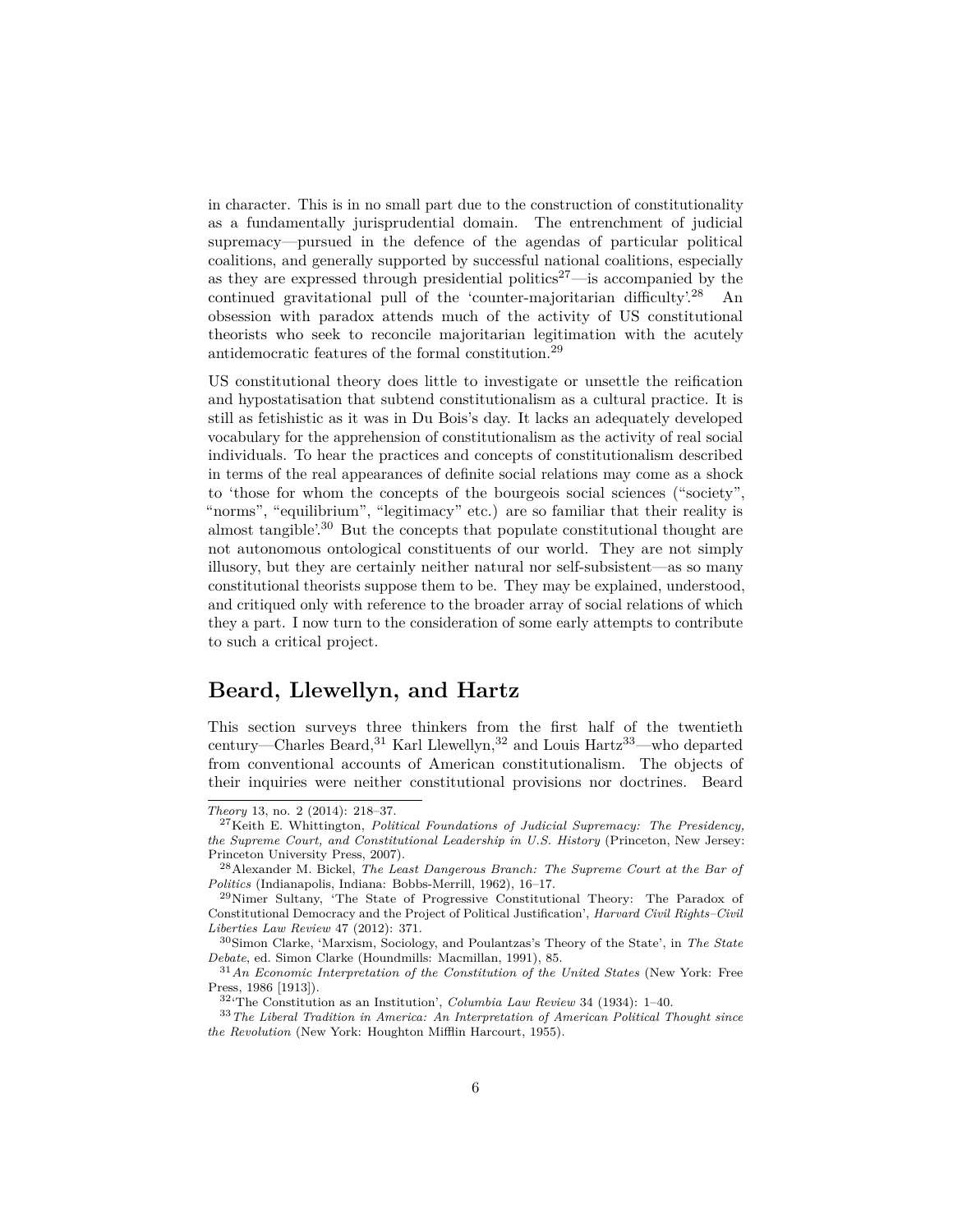in character. This is in no small part due to the construction of constitutionality as a fundamentally jurisprudential domain. The entrenchment of judicial supremacy—pursued in the defence of the agendas of particular political coalitions, and generally supported by successful national coalitions, especially as they are expressed through presidential politics[27]—is accompanied by the continued gravitational pull of the 'counter-majoritarian difficulty'.[28] An obsession with paradox attends much of the activity of US constitutional theorists who seek to reconcile majoritarian legitimation with the acutely antidemocratic features of the formal constitution.[29]

US constitutional theory does little to investigate or unsettle the reification and hypostatisation that subtend constitutionalism as a cultural practice. It is still as fetishistic as it was in Du Bois's day. It lacks an adequately developed vocabulary for the apprehension of constitutionalism as the activity of real social individuals. To hear the practices and concepts of constitutionalism described in terms of the real appearances of definite social relations may come as a shock to 'those for whom the concepts of the bourgeois social sciences ("society", "norms", "equilibrium", "legitimacy" etc.) are so familiar that their reality is almost tangible'.[30] But the concepts that populate constitutional thought are not autonomous ontological constituents of our world. They are not simply illusory, but they are certainly neither natural nor self-subsistent—as so many constitutional theorists suppose them to be. They may be explained, understood, and critiqued only with reference to the broader array of social relations of which they a part. I now turn to the consideration of some early attempts to contribute to such a critical project.

## Beard, Llewellyn, and Hartz

This section surveys three thinkers from the first half of the twentieth century—Charles Beard,[31] Karl Llewellyn,[32] and Louis Hartz[33]—who departed from conventional accounts of American constitutionalism. The objects of their inquiries were neither constitutional provisions nor doctrines. Beard

---

*Theory* 13, no. 2 (2014): 218–37.

[27] Keith E. Whittington, *Political Foundations of Judicial Supremacy: The Presidency, the Supreme Court, and Constitutional Leadership in U.S. History* (Princeton, New Jersey: Princeton University Press, 2007).

[28] Alexander M. Bickel, *The Least Dangerous Branch: The Supreme Court at the Bar of Politics* (Indianapolis, Indiana: Bobbs-Merrill, 1962), 16–17.

[29] Nimer Sultany, 'The State of Progressive Constitutional Theory: The Paradox of Constitutional Democracy and the Project of Political Justification', *Harvard Civil Rights–Civil Liberties Law Review* 47 (2012): 371.

[30] Simon Clarke, 'Marxism, Sociology, and Poulantzas's Theory of the State', in *The State Debate*, ed. Simon Clarke (Houndmills: Macmillan, 1991), 85.

[31] *An Economic Interpretation of the Constitution of the United States* (New York: Free Press, 1986 [1913]).

[32] 'The Constitution as an Institution', *Columbia Law Review* 34 (1934): 1–40.

[33] *The Liberal Tradition in America: An Interpretation of American Political Thought since the Revolution* (New York: Houghton Mifflin Harcourt, 1955).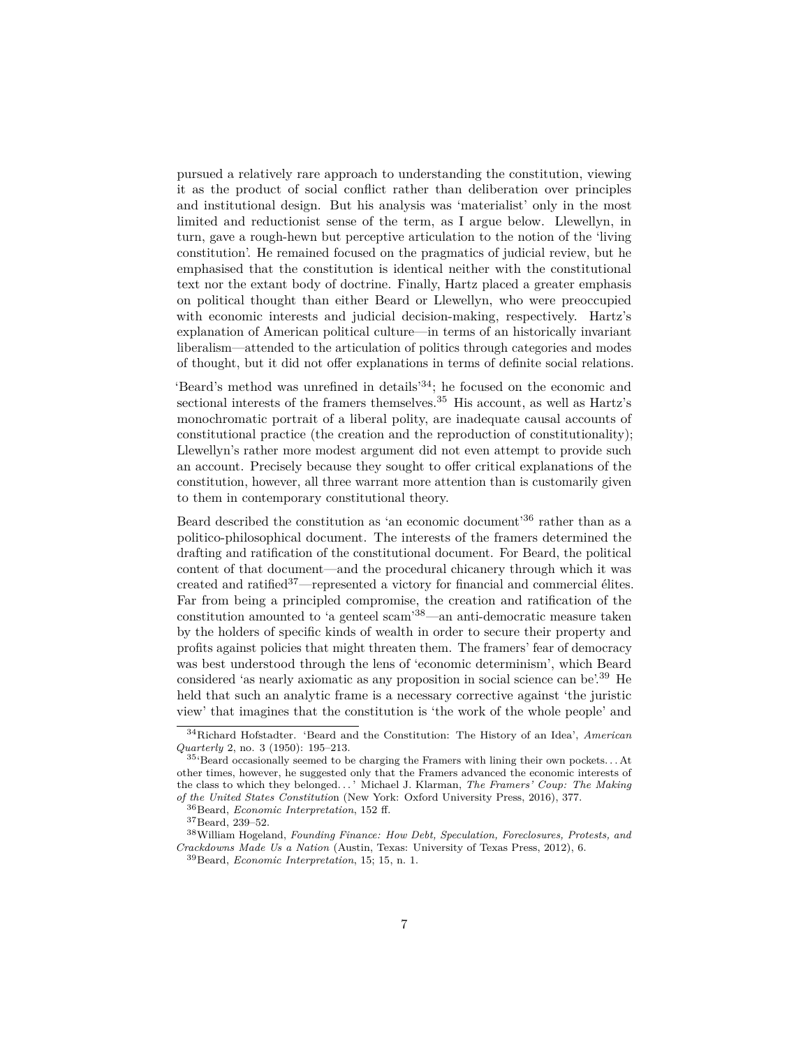pursued a relatively rare approach to understanding the constitution, viewing it as the product of social conflict rather than deliberation over principles and institutional design. But his analysis was 'materialist' only in the most limited and reductionist sense of the term, as I argue below. Llewellyn, in turn, gave a rough-hewn but perceptive articulation to the notion of the 'living constitution'. He remained focused on the pragmatics of judicial review, but he emphasised that the constitution is identical neither with the constitutional text nor the extant body of doctrine. Finally, Hartz placed a greater emphasis on political thought than either Beard or Llewellyn, who were preoccupied with economic interests and judicial decision-making, respectively. Hartz's explanation of American political culture—in terms of an historically invariant liberalism—attended to the articulation of politics through categories and modes of thought, but it did not offer explanations in terms of definite social relations.

'Beard's method was unrefined in details'[34]; he focused on the economic and sectional interests of the framers themselves.[35] His account, as well as Hartz's monochromatic portrait of a liberal polity, are inadequate causal accounts of constitutional practice (the creation and the reproduction of constitutionality); Llewellyn's rather more modest argument did not even attempt to provide such an account. Precisely because they sought to offer critical explanations of the constitution, however, all three warrant more attention than is customarily given to them in contemporary constitutional theory.

Beard described the constitution as 'an economic document'[36] rather than as a politico-philosophical document. The interests of the framers determined the drafting and ratification of the constitutional document. For Beard, the political content of that document—and the procedural chicanery through which it was created and ratified[37]—represented a victory for financial and commercial élites. Far from being a principled compromise, the creation and ratification of the constitution amounted to 'a genteel scam'[38]—an anti-democratic measure taken by the holders of specific kinds of wealth in order to secure their property and profits against policies that might threaten them. The framers' fear of democracy was best understood through the lens of 'economic determinism', which Beard considered 'as nearly axiomatic as any proposition in social science can be'.[39] He held that such an analytic frame is a necessary corrective against 'the juristic view' that imagines that the constitution is 'the work of the whole people' and

---

[34] Richard Hofstadter. 'Beard and the Constitution: The History of an Idea', *American Quarterly* 2, no. 3 (1950): 195–213.

[35] 'Beard occasionally seemed to be charging the Framers with lining their own pockets. . . At other times, however, he suggested only that the Framers advanced the economic interests of the class to which they belonged. . . ' Michael J. Klarman, *The Framers' Coup: The Making of the United States Constitution* (New York: Oxford University Press, 2016), 377.

[36] Beard, *Economic Interpretation*, 152 ff.

[37] Beard, 239–52.

[38] William Hogeland, *Founding Finance: How Debt, Speculation, Foreclosures, Protests, and Crackdowns Made Us a Nation* (Austin, Texas: University of Texas Press, 2012), 6.

[39] Beard, *Economic Interpretation*, 15; 15, n. 1.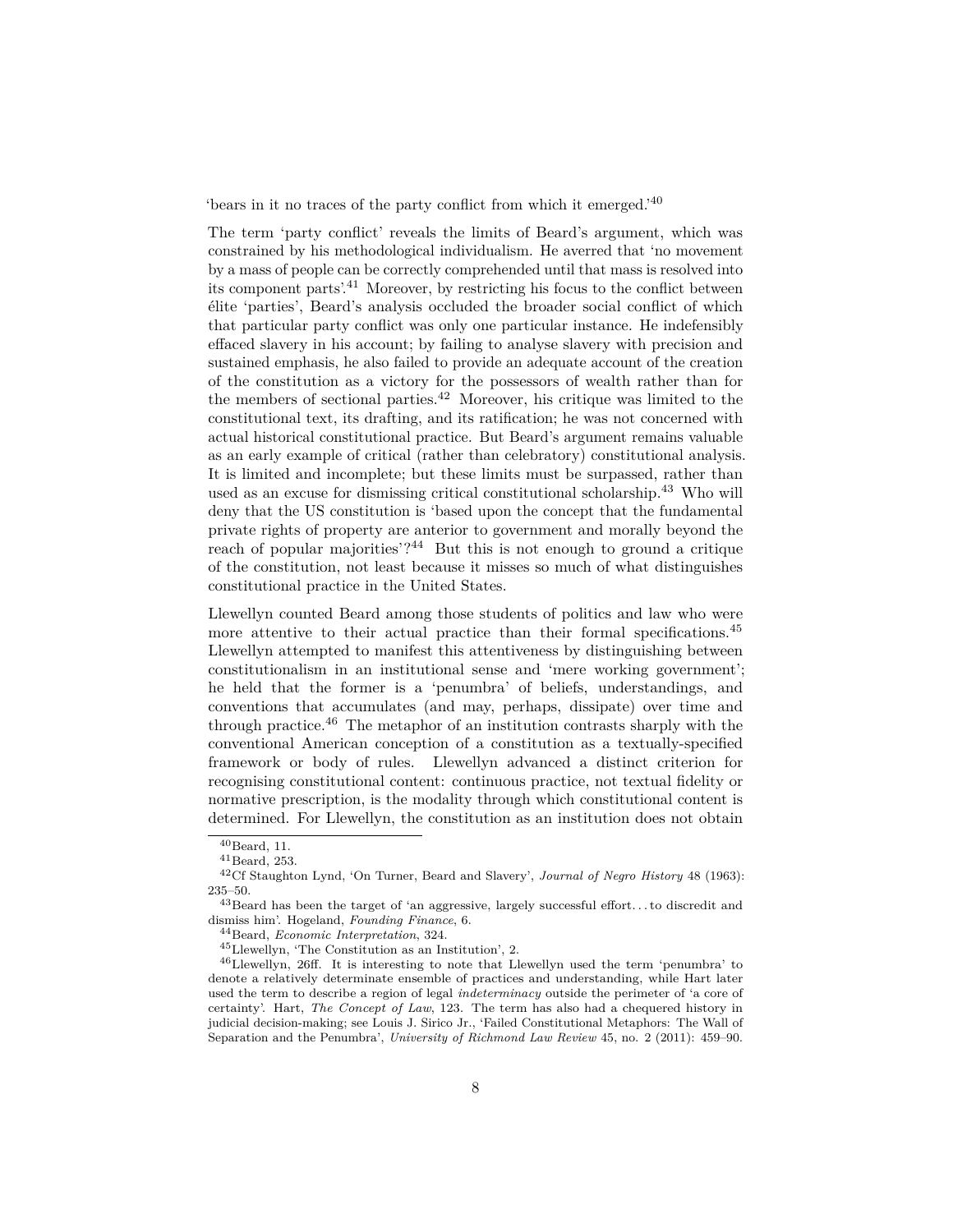'bears in it no traces of the party conflict from which it emerged.'[40]

The term 'party conflict' reveals the limits of Beard's argument, which was constrained by his methodological individualism. He averred that 'no movement by a mass of people can be correctly comprehended until that mass is resolved into its component parts'.[41] Moreover, by restricting his focus to the conflict between élite 'parties', Beard's analysis occluded the broader social conflict of which that particular party conflict was only one particular instance. He indefensibly effaced slavery in his account; by failing to analyse slavery with precision and sustained emphasis, he also failed to provide an adequate account of the creation of the constitution as a victory for the possessors of wealth rather than for the members of sectional parties.[42] Moreover, his critique was limited to the constitutional text, its drafting, and its ratification; he was not concerned with actual historical constitutional practice. But Beard's argument remains valuable as an early example of critical (rather than celebratory) constitutional analysis. It is limited and incomplete; but these limits must be surpassed, rather than used as an excuse for dismissing critical constitutional scholarship.[43] Who will deny that the US constitution is 'based upon the concept that the fundamental private rights of property are anterior to government and morally beyond the reach of popular majorities'?[44] But this is not enough to ground a critique of the constitution, not least because it misses so much of what distinguishes constitutional practice in the United States.

Llewellyn counted Beard among those students of politics and law who were more attentive to their actual practice than their formal specifications.[45] Llewellyn attempted to manifest this attentiveness by distinguishing between constitutionalism in an institutional sense and 'mere working government'; he held that the former is a 'penumbra' of beliefs, understandings, and conventions that accumulates (and may, perhaps, dissipate) over time and through practice.[46] The metaphor of an institution contrasts sharply with the conventional American conception of a constitution as a textually-specified framework or body of rules. Llewellyn advanced a distinct criterion for recognising constitutional content: continuous practice, not textual fidelity or normative prescription, is the modality through which constitutional content is determined. For Llewellyn, the constitution as an institution does not obtain

[40] Beard, 11.

[41] Beard, 253.

[42] Cf Staughton Lynd, 'On Turner, Beard and Slavery', *Journal of Negro History* 48 (1963): 235–50.

[43] Beard has been the target of 'an aggressive, largely successful effort... to discredit and dismiss him'. Hogeland, *Founding Finance*, 6.

[44] Beard, *Economic Interpretation*, 324.

[45] Llewellyn, 'The Constitution as an Institution', 2.

[46] Llewellyn, 26ff. It is interesting to note that Llewellyn used the term 'penumbra' to denote a relatively determinate ensemble of practices and understanding, while Hart later used the term to describe a region of legal *indeterminacy* outside the perimeter of 'a core of certainty'. Hart, *The Concept of Law*, 123. The term has also had a chequered history in judicial decision-making; see Louis J. Sirico Jr., 'Failed Constitutional Metaphors: The Wall of Separation and the Penumbra', *University of Richmond Law Review* 45, no. 2 (2011): 459–90.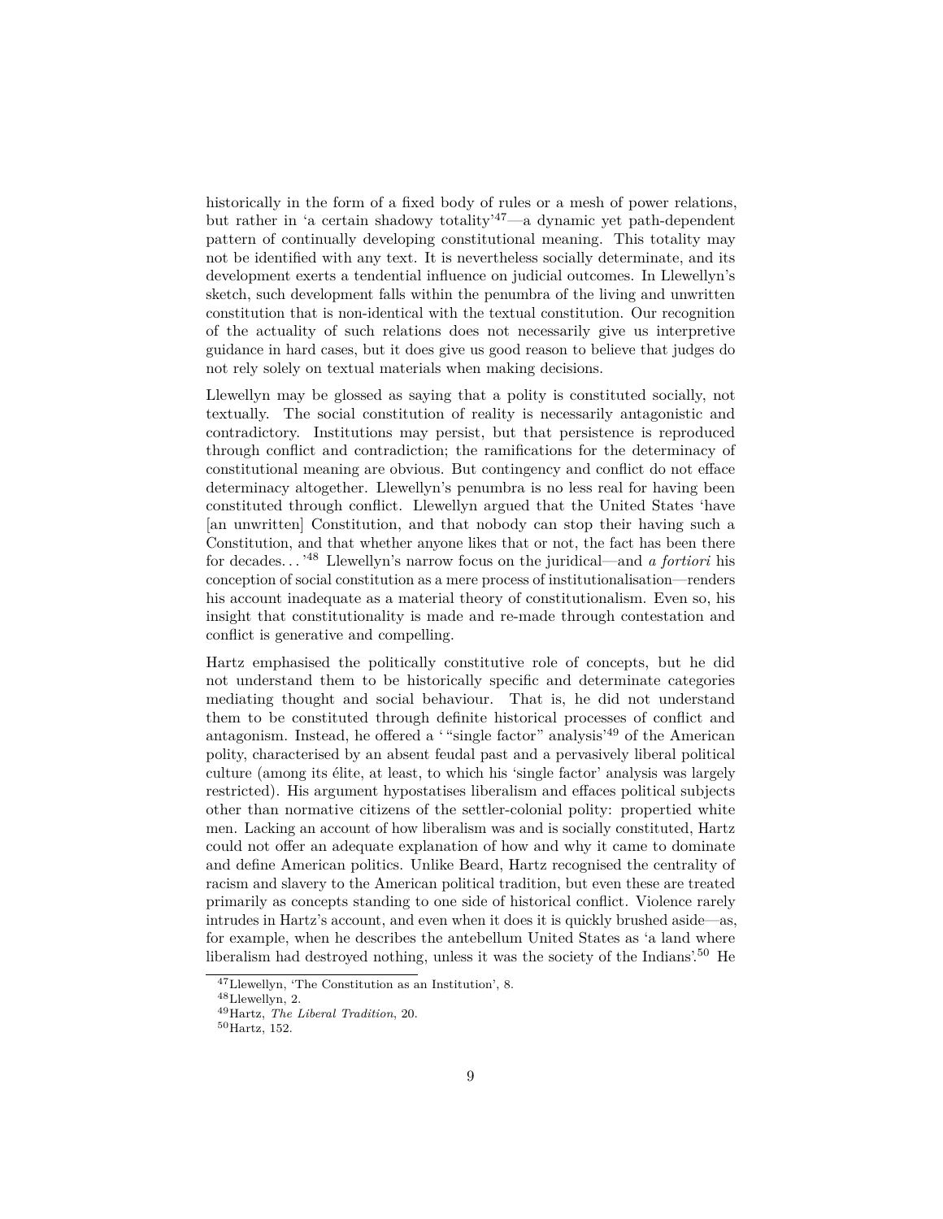historically in the form of a fixed body of rules or a mesh of power relations, but rather in 'a certain shadowy totality'[47]—a dynamic yet path-dependent pattern of continually developing constitutional meaning. This totality may not be identified with any text. It is nevertheless socially determinate, and its development exerts a tendential influence on judicial outcomes. In Llewellyn's sketch, such development falls within the penumbra of the living and unwritten constitution that is non-identical with the textual constitution. Our recognition of the actuality of such relations does not necessarily give us interpretive guidance in hard cases, but it does give us good reason to believe that judges do not rely solely on textual materials when making decisions.

Llewellyn may be glossed as saying that a polity is constituted socially, not textually. The social constitution of reality is necessarily antagonistic and contradictory. Institutions may persist, but that persistence is reproduced through conflict and contradiction; the ramifications for the determinacy of constitutional meaning are obvious. But contingency and conflict do not efface determinacy altogether. Llewellyn's penumbra is no less real for having been constituted through conflict. Llewellyn argued that the United States 'have [an unwritten] Constitution, and that nobody can stop their having such a Constitution, and that whether anyone likes that or not, the fact has been there for decades. . . '[48] Llewellyn's narrow focus on the juridical—and *a fortiori* his conception of social constitution as a mere process of institutionalisation—renders his account inadequate as a material theory of constitutionalism. Even so, his insight that constitutionality is made and re-made through contestation and conflict is generative and compelling.

Hartz emphasised the politically constitutive role of concepts, but he did not understand them to be historically specific and determinate categories mediating thought and social behaviour. That is, he did not understand them to be constituted through definite historical processes of conflict and antagonism. Instead, he offered a '"single factor" analysis'[49] of the American polity, characterised by an absent feudal past and a pervasively liberal political culture (among its élite, at least, to which his 'single factor' analysis was largely restricted). His argument hypostatises liberalism and effaces political subjects other than normative citizens of the settler-colonial polity: propertied white men. Lacking an account of how liberalism was and is socially constituted, Hartz could not offer an adequate explanation of how and why it came to dominate and define American politics. Unlike Beard, Hartz recognised the centrality of racism and slavery to the American political tradition, but even these are treated primarily as concepts standing to one side of historical conflict. Violence rarely intrudes in Hartz's account, and even when it does it is quickly brushed aside—as, for example, when he describes the antebellum United States as 'a land where liberalism had destroyed nothing, unless it was the society of the Indians'.[50] He

[47] Llewellyn, 'The Constitution as an Institution', 8.

[48] Llewellyn, 2.

[49] Hartz, *The Liberal Tradition*, 20.

[50] Hartz, 152.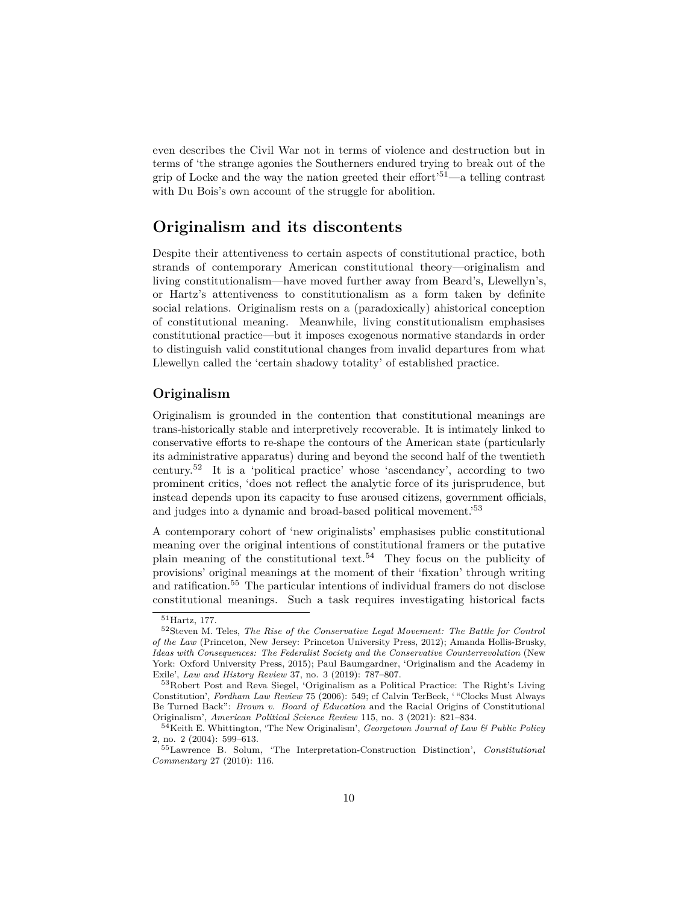even describes the Civil War not in terms of violence and destruction but in terms of 'the strange agonies the Southerners endured trying to break out of the grip of Locke and the way the nation greeted their effort'[51]—a telling contrast with Du Bois's own account of the struggle for abolition.

## Originalism and its discontents

Despite their attentiveness to certain aspects of constitutional practice, both strands of contemporary American constitutional theory—originalism and living constitutionalism—have moved further away from Beard's, Llewellyn's, or Hartz's attentiveness to constitutionalism as a form taken by definite social relations. Originalism rests on a (paradoxically) ahistorical conception of constitutional meaning. Meanwhile, living constitutionalism emphasises constitutional practice—but it imposes exogenous normative standards in order to distinguish valid constitutional changes from invalid departures from what Llewellyn called the 'certain shadowy totality' of established practice.

### Originalism

Originalism is grounded in the contention that constitutional meanings are trans-historically stable and interpretively recoverable. It is intimately linked to conservative efforts to re-shape the contours of the American state (particularly its administrative apparatus) during and beyond the second half of the twentieth century.[52] It is a 'political practice' whose 'ascendancy', according to two prominent critics, 'does not reflect the analytic force of its jurisprudence, but instead depends upon its capacity to fuse aroused citizens, government officials, and judges into a dynamic and broad-based political movement.'[53]

A contemporary cohort of 'new originalists' emphasises public constitutional meaning over the original intentions of constitutional framers or the putative plain meaning of the constitutional text.[54] They focus on the publicity of provisions' original meanings at the moment of their 'fixation' through writing and ratification.[55] The particular intentions of individual framers do not disclose constitutional meanings. Such a task requires investigating historical facts

---

[51] Hartz, 177.

[52] Steven M. Teles, *The Rise of the Conservative Legal Movement: The Battle for Control of the Law* (Princeton, New Jersey: Princeton University Press, 2012); Amanda Hollis-Brusky, *Ideas with Consequences: The Federalist Society and the Conservative Counterrevolution* (New York: Oxford University Press, 2015); Paul Baumgardner, 'Originalism and the Academy in Exile', *Law and History Review* 37, no. 3 (2019): 787–807.

[53] Robert Post and Reva Siegel, 'Originalism as a Political Practice: The Right's Living Constitution', *Fordham Law Review* 75 (2006): 549; cf Calvin TerBeek, '"Clocks Must Always Be Turned Back": *Brown v. Board of Education* and the Racial Origins of Constitutional Originalism', *American Political Science Review* 115, no. 3 (2021): 821–834.

[54] Keith E. Whittington, 'The New Originalism', *Georgetown Journal of Law & Public Policy* 2, no. 2 (2004): 599–613.

[55] Lawrence B. Solum, 'The Interpretation-Construction Distinction', *Constitutional Commentary* 27 (2010): 116.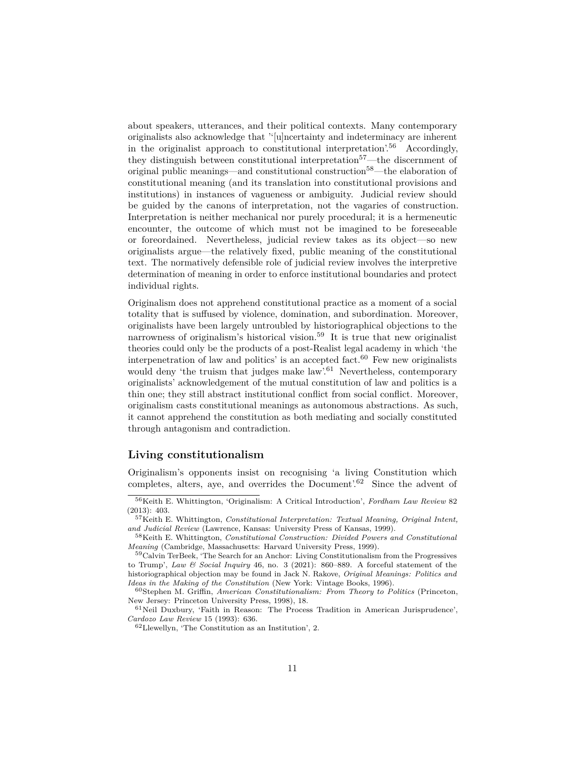about speakers, utterances, and their political contexts. Many contemporary originalists also acknowledge that '‘[u]ncertainty and indeterminacy are inherent in the originalist approach to constitutional interpretation'.[56] Accordingly, they distinguish between constitutional interpretation[57]—the discernment of original public meanings—and constitutional construction[58]—the elaboration of constitutional meaning (and its translation into constitutional provisions and institutions) in instances of vagueness or ambiguity. Judicial review should be guided by the canons of interpretation, not the vagaries of construction. Interpretation is neither mechanical nor purely procedural; it is a hermeneutic encounter, the outcome of which must not be imagined to be foreseeable or foreordained. Nevertheless, judicial review takes as its object—so new originalists argue—the relatively fixed, public meaning of the constitutional text. The normatively defensible role of judicial review involves the interpretive determination of meaning in order to enforce institutional boundaries and protect individual rights.

Originalism does not apprehend constitutional practice as a moment of a social totality that is suffused by violence, domination, and subordination. Moreover, originalists have been largely untroubled by historiographical objections to the narrowness of originalism's historical vision.[59] It is true that new originalist theories could only be the products of a post-Realist legal academy in which 'the interpenetration of law and politics' is an accepted fact.[60] Few new originalists would deny 'the truism that judges make law'.[61] Nevertheless, contemporary originalists' acknowledgement of the mutual constitution of law and politics is a thin one; they still abstract institutional conflict from social conflict. Moreover, originalism casts constitutional meanings as autonomous abstractions. As such, it cannot apprehend the constitution as both mediating and socially constituted through antagonism and contradiction.

## Living constitutionalism

Originalism's opponents insist on recognising 'a living Constitution which completes, alters, aye, and overrides the Document'.[62] Since the advent of

---

[56] Keith E. Whittington, 'Originalism: A Critical Introduction', *Fordham Law Review* 82 (2013): 403.

[57] Keith E. Whittington, *Constitutional Interpretation: Textual Meaning, Original Intent, and Judicial Review* (Lawrence, Kansas: University Press of Kansas, 1999).

[58] Keith E. Whittington, *Constitutional Construction: Divided Powers and Constitutional Meaning* (Cambridge, Massachusetts: Harvard University Press, 1999).

[59] Calvin TerBeek, 'The Search for an Anchor: Living Constitutionalism from the Progressives to Trump', *Law & Social Inquiry* 46, no. 3 (2021): 860–889. A forceful statement of the historiographical objection may be found in Jack N. Rakove, *Original Meanings: Politics and Ideas in the Making of the Constitution* (New York: Vintage Books, 1996).

[60] Stephen M. Griffin, *American Constitutionalism: From Theory to Politics* (Princeton, New Jersey: Princeton University Press, 1998), 18.

[61] Neil Duxbury, 'Faith in Reason: The Process Tradition in American Jurisprudence', *Cardozo Law Review* 15 (1993): 636.

[62] Llewellyn, 'The Constitution as an Institution', 2.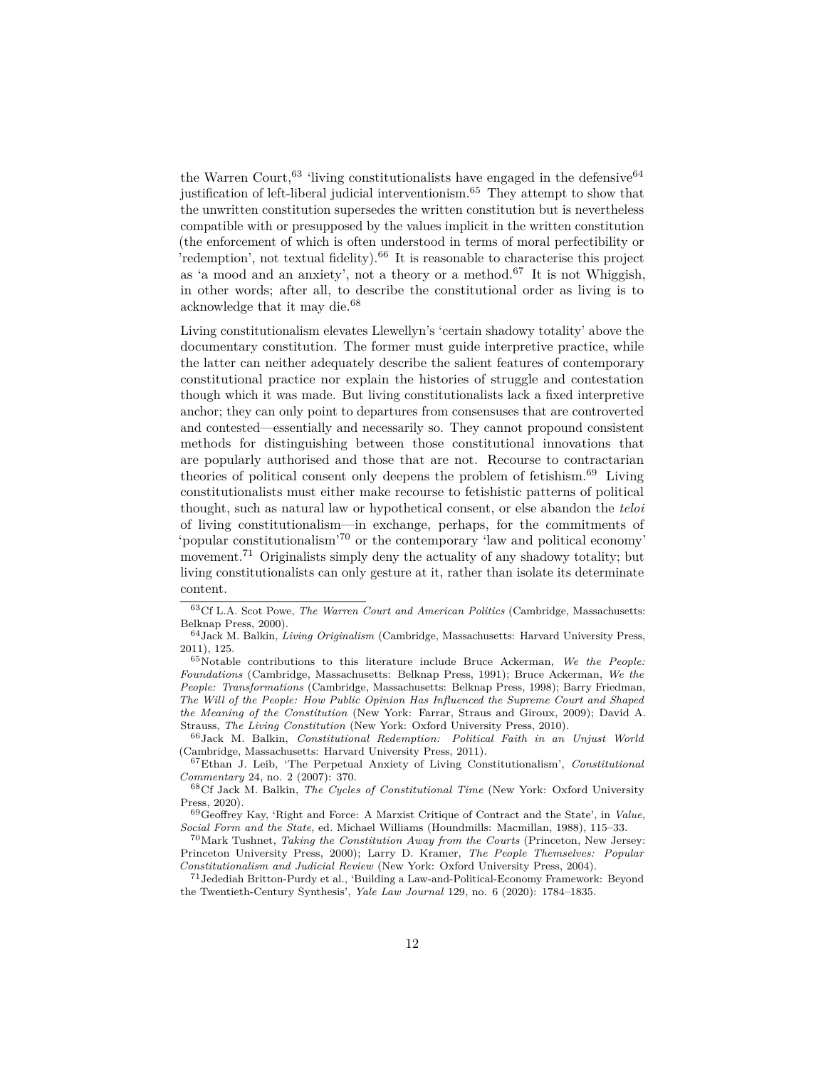the Warren Court,[63] 'living constitutionalists have engaged in the defensive[64] justification of left-liberal judicial interventionism.[65] They attempt to show that the unwritten constitution supersedes the written constitution but is nevertheless compatible with or presupposed by the values implicit in the written constitution (the enforcement of which is often understood in terms of moral perfectibility or 'redemption', not textual fidelity).[66] It is reasonable to characterise this project as 'a mood and an anxiety', not a theory or a method.[67] It is not Whiggish, in other words; after all, to describe the constitutional order as living is to acknowledge that it may die.[68]

Living constitutionalism elevates Llewellyn's 'certain shadowy totality' above the documentary constitution. The former must guide interpretive practice, while the latter can neither adequately describe the salient features of contemporary constitutional practice nor explain the histories of struggle and contestation though which it was made. But living constitutionalists lack a fixed interpretive anchor; they can only point to departures from consensuses that are controverted and contested—essentially and necessarily so. They cannot propound consistent methods for distinguishing between those constitutional innovations that are popularly authorised and those that are not. Recourse to contractarian theories of political consent only deepens the problem of fetishism.[69] Living constitutionalists must either make recourse to fetishistic patterns of political thought, such as natural law or hypothetical consent, or else abandon the *teloi* of living constitutionalism—in exchange, perhaps, for the commitments of 'popular constitutionalism'[70] or the contemporary 'law and political economy' movement.[71] Originalists simply deny the actuality of any shadowy totality; but living constitutionalists can only gesture at it, rather than isolate its determinate content.

---

[63] Cf L.A. Scot Powe, *The Warren Court and American Politics* (Cambridge, Massachusetts: Belknap Press, 2000).

[64] Jack M. Balkin, *Living Originalism* (Cambridge, Massachusetts: Harvard University Press, 2011), 125.

[65] Notable contributions to this literature include Bruce Ackerman, *We the People: Foundations* (Cambridge, Massachusetts: Belknap Press, 1991); Bruce Ackerman, *We the People: Transformations* (Cambridge, Massachusetts: Belknap Press, 1998); Barry Friedman, *The Will of the People: How Public Opinion Has Influenced the Supreme Court and Shaped the Meaning of the Constitution* (New York: Farrar, Straus and Giroux, 2009); David A. Strauss, *The Living Constitution* (New York: Oxford University Press, 2010).

[66] Jack M. Balkin, *Constitutional Redemption: Political Faith in an Unjust World* (Cambridge, Massachusetts: Harvard University Press, 2011).

[67] Ethan J. Leib, 'The Perpetual Anxiety of Living Constitutionalism', *Constitutional Commentary* 24, no. 2 (2007): 370.

[68] Cf Jack M. Balkin, *The Cycles of Constitutional Time* (New York: Oxford University Press, 2020).

[69] Geoffrey Kay, 'Right and Force: A Marxist Critique of Contract and the State', in *Value, Social Form and the State*, ed. Michael Williams (Houndmills: Macmillan, 1988), 115–33.

[70] Mark Tushnet, *Taking the Constitution Away from the Courts* (Princeton, New Jersey: Princeton University Press, 2000); Larry D. Kramer, *The People Themselves: Popular Constitutionalism and Judicial Review* (New York: Oxford University Press, 2004).

[71] Jedediah Britton-Purdy et al., 'Building a Law-and-Political-Economy Framework: Beyond the Twentieth-Century Synthesis', *Yale Law Journal* 129, no. 6 (2020): 1784–1835.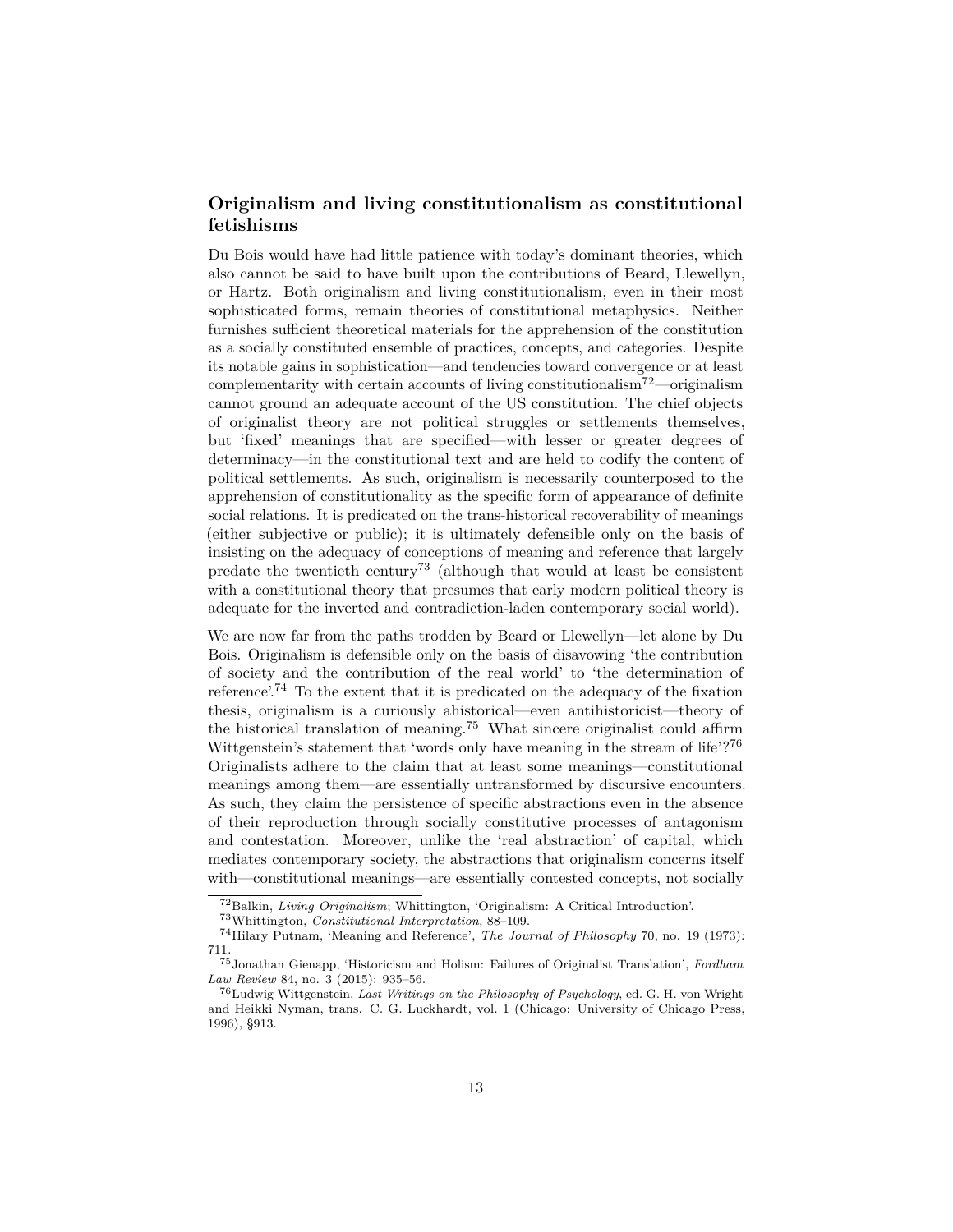## Originalism and living constitutionalism as constitutional fetishisms

Du Bois would have had little patience with today's dominant theories, which also cannot be said to have built upon the contributions of Beard, Llewellyn, or Hartz. Both originalism and living constitutionalism, even in their most sophisticated forms, remain theories of constitutional metaphysics. Neither furnishes sufficient theoretical materials for the apprehension of the constitution as a socially constituted ensemble of practices, concepts, and categories. Despite its notable gains in sophistication—and tendencies toward convergence or at least complementarity with certain accounts of living constitutionalism[72]—originalism cannot ground an adequate account of the US constitution. The chief objects of originalist theory are not political struggles or settlements themselves, but 'fixed' meanings that are specified—with lesser or greater degrees of determinacy—in the constitutional text and are held to codify the content of political settlements. As such, originalism is necessarily counterposed to the apprehension of constitutionality as the specific form of appearance of definite social relations. It is predicated on the trans-historical recoverability of meanings (either subjective or public); it is ultimately defensible only on the basis of insisting on the adequacy of conceptions of meaning and reference that largely predate the twentieth century[73] (although that would at least be consistent with a constitutional theory that presumes that early modern political theory is adequate for the inverted and contradiction-laden contemporary social world).

We are now far from the paths trodden by Beard or Llewellyn—let alone by Du Bois. Originalism is defensible only on the basis of disavowing 'the contribution of society and the contribution of the real world' to 'the determination of reference'.[74] To the extent that it is predicated on the adequacy of the fixation thesis, originalism is a curiously ahistorical—even antihistoricist—theory of the historical translation of meaning.[75] What sincere originalist could affirm Wittgenstein's statement that 'words only have meaning in the stream of life'?[76] Originalists adhere to the claim that at least some meanings—constitutional meanings among them—are essentially untransformed by discursive encounters. As such, they claim the persistence of specific abstractions even in the absence of their reproduction through socially constitutive processes of antagonism and contestation. Moreover, unlike the 'real abstraction' of capital, which mediates contemporary society, the abstractions that originalism concerns itself with—constitutional meanings—are essentially contested concepts, not socially

[72]Balkin, *Living Originalism*; Whittington, 'Originalism: A Critical Introduction'.

[73]Whittington, *Constitutional Interpretation*, 88–109.

[74]Hilary Putnam, 'Meaning and Reference', *The Journal of Philosophy* 70, no. 19 (1973): 711.

[75]Jonathan Gienapp, 'Historicism and Holism: Failures of Originalist Translation', *Fordham Law Review* 84, no. 3 (2015): 935–56.

[76]Ludwig Wittgenstein, *Last Writings on the Philosophy of Psychology*, ed. G. H. von Wright and Heikki Nyman, trans. C. G. Luckhardt, vol. 1 (Chicago: University of Chicago Press, 1996), §913.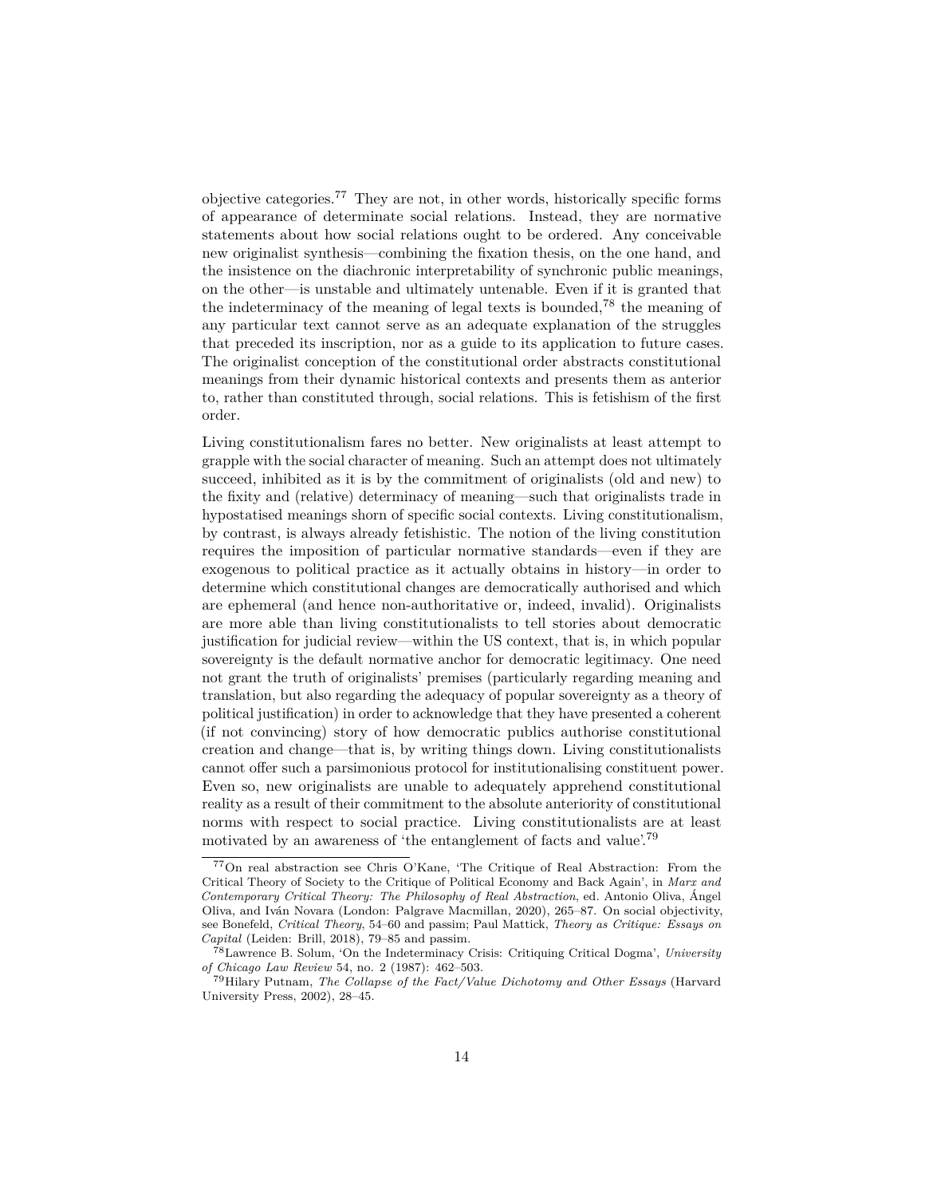objective categories.[77] They are not, in other words, historically specific forms of appearance of determinate social relations. Instead, they are normative statements about how social relations ought to be ordered. Any conceivable new originalist synthesis—combining the fixation thesis, on the one hand, and the insistence on the diachronic interpretability of synchronic public meanings, on the other—is unstable and ultimately untenable. Even if it is granted that the indeterminacy of the meaning of legal texts is bounded,[78] the meaning of any particular text cannot serve as an adequate explanation of the struggles that preceded its inscription, nor as a guide to its application to future cases. The originalist conception of the constitutional order abstracts constitutional meanings from their dynamic historical contexts and presents them as anterior to, rather than constituted through, social relations. This is fetishism of the first order.

Living constitutionalism fares no better. New originalists at least attempt to grapple with the social character of meaning. Such an attempt does not ultimately succeed, inhibited as it is by the commitment of originalists (old and new) to the fixity and (relative) determinacy of meaning—such that originalists trade in hypostatised meanings shorn of specific social contexts. Living constitutionalism, by contrast, is always already fetishistic. The notion of the living constitution requires the imposition of particular normative standards—even if they are exogenous to political practice as it actually obtains in history—in order to determine which constitutional changes are democratically authorised and which are ephemeral (and hence non-authoritative or, indeed, invalid). Originalists are more able than living constitutionalists to tell stories about democratic justification for judicial review—within the US context, that is, in which popular sovereignty is the default normative anchor for democratic legitimacy. One need not grant the truth of originalists' premises (particularly regarding meaning and translation, but also regarding the adequacy of popular sovereignty as a theory of political justification) in order to acknowledge that they have presented a coherent (if not convincing) story of how democratic publics authorise constitutional creation and change—that is, by writing things down. Living constitutionalists cannot offer such a parsimonious protocol for institutionalising constituent power. Even so, new originalists are unable to adequately apprehend constitutional reality as a result of their commitment to the absolute anteriority of constitutional norms with respect to social practice. Living constitutionalists are at least motivated by an awareness of 'the entanglement of facts and value'.[79]

---

[77] On real abstraction see Chris O'Kane, 'The Critique of Real Abstraction: From the Critical Theory of Society to the Critique of Political Economy and Back Again', in *Marx and Contemporary Critical Theory: The Philosophy of Real Abstraction*, ed. Antonio Oliva, Ángel Oliva, and Iván Novara (London: Palgrave Macmillan, 2020), 265–87. On social objectivity, see Bonefeld, *Critical Theory*, 54–60 and passim; Paul Mattick, *Theory as Critique: Essays on Capital* (Leiden: Brill, 2018), 79–85 and passim.

[78] Lawrence B. Solum, 'On the Indeterminacy Crisis: Critiquing Critical Dogma', *University of Chicago Law Review* 54, no. 2 (1987): 462–503.

[79] Hilary Putnam, *The Collapse of the Fact/Value Dichotomy and Other Essays* (Harvard University Press, 2002), 28–45.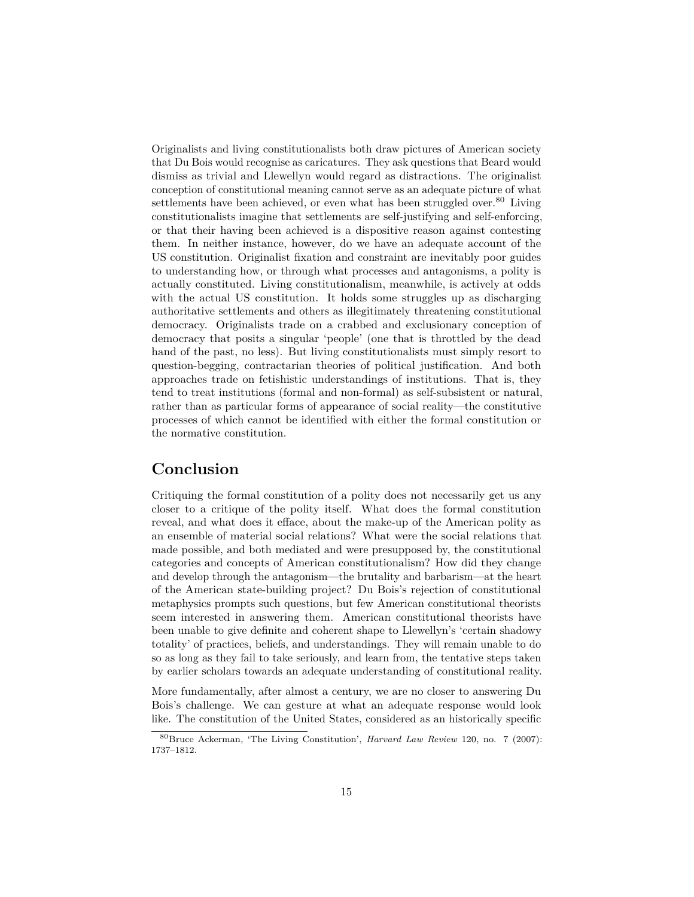Originalists and living constitutionalists both draw pictures of American society that Du Bois would recognise as caricatures. They ask questions that Beard would dismiss as trivial and Llewellyn would regard as distractions. The originalist conception of constitutional meaning cannot serve as an adequate picture of what settlements have been achieved, or even what has been struggled over.[80] Living constitutionalists imagine that settlements are self-justifying and self-enforcing, or that their having been achieved is a dispositive reason against contesting them. In neither instance, however, do we have an adequate account of the US constitution. Originalist fixation and constraint are inevitably poor guides to understanding how, or through what processes and antagonisms, a polity is actually constituted. Living constitutionalism, meanwhile, is actively at odds with the actual US constitution. It holds some struggles up as discharging authoritative settlements and others as illegitimately threatening constitutional democracy. Originalists trade on a crabbed and exclusionary conception of democracy that posits a singular 'people' (one that is throttled by the dead hand of the past, no less). But living constitutionalists must simply resort to question-begging, contractarian theories of political justification. And both approaches trade on fetishistic understandings of institutions. That is, they tend to treat institutions (formal and non-formal) as self-subsistent or natural, rather than as particular forms of appearance of social reality—the constitutive processes of which cannot be identified with either the formal constitution or the normative constitution.

## Conclusion

Critiquing the formal constitution of a polity does not necessarily get us any closer to a critique of the polity itself. What does the formal constitution reveal, and what does it efface, about the make-up of the American polity as an ensemble of material social relations? What were the social relations that made possible, and both mediated and were presupposed by, the constitutional categories and concepts of American constitutionalism? How did they change and develop through the antagonism—the brutality and barbarism—at the heart of the American state-building project? Du Bois's rejection of constitutional metaphysics prompts such questions, but few American constitutional theorists seem interested in answering them. American constitutional theorists have been unable to give definite and coherent shape to Llewellyn's 'certain shadowy totality' of practices, beliefs, and understandings. They will remain unable to do so as long as they fail to take seriously, and learn from, the tentative steps taken by earlier scholars towards an adequate understanding of constitutional reality.

More fundamentally, after almost a century, we are no closer to answering Du Bois's challenge. We can gesture at what an adequate response would look like. The constitution of the United States, considered as an historically specific

[80] Bruce Ackerman, 'The Living Constitution', *Harvard Law Review* 120, no. 7 (2007): 1737–1812.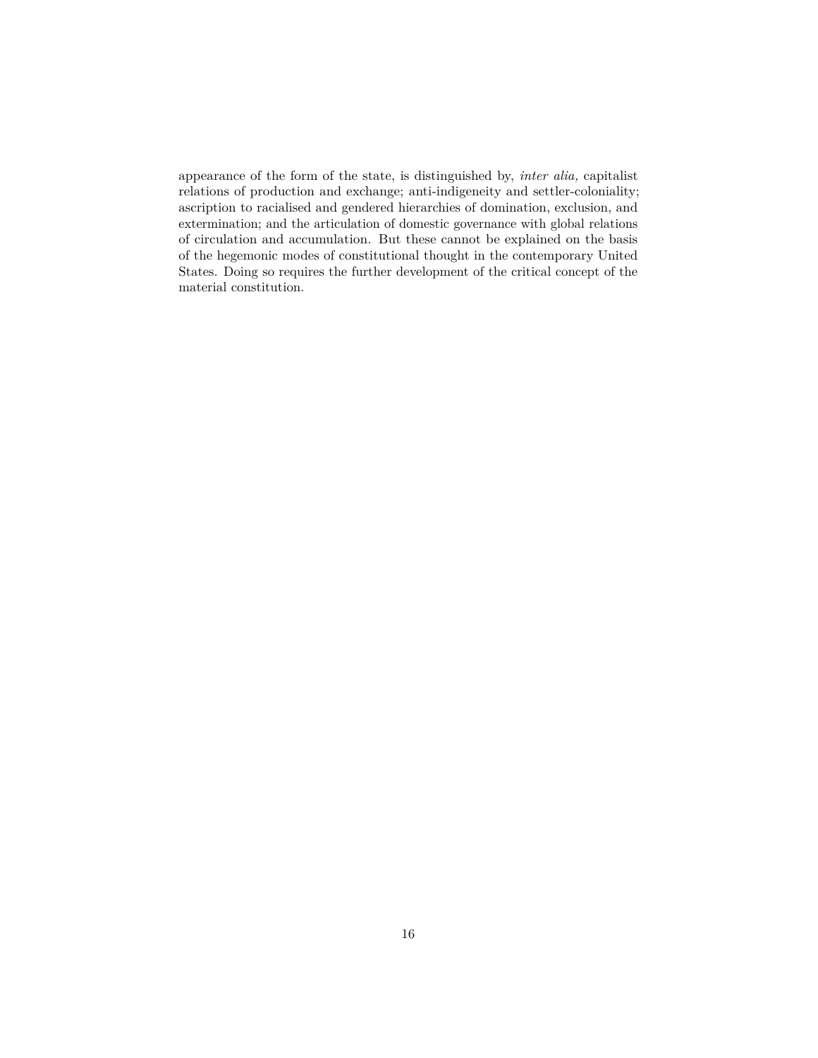appearance of the form of the state, is distinguished by, *inter alia,* capitalist relations of production and exchange; anti-indigeneity and settler-coloniality; ascription to racialised and gendered hierarchies of domination, exclusion, and extermination; and the articulation of domestic governance with global relations of circulation and accumulation. But these cannot be explained on the basis of the hegemonic modes of constitutional thought in the contemporary United States. Doing so requires the further development of the critical concept of the material constitution.